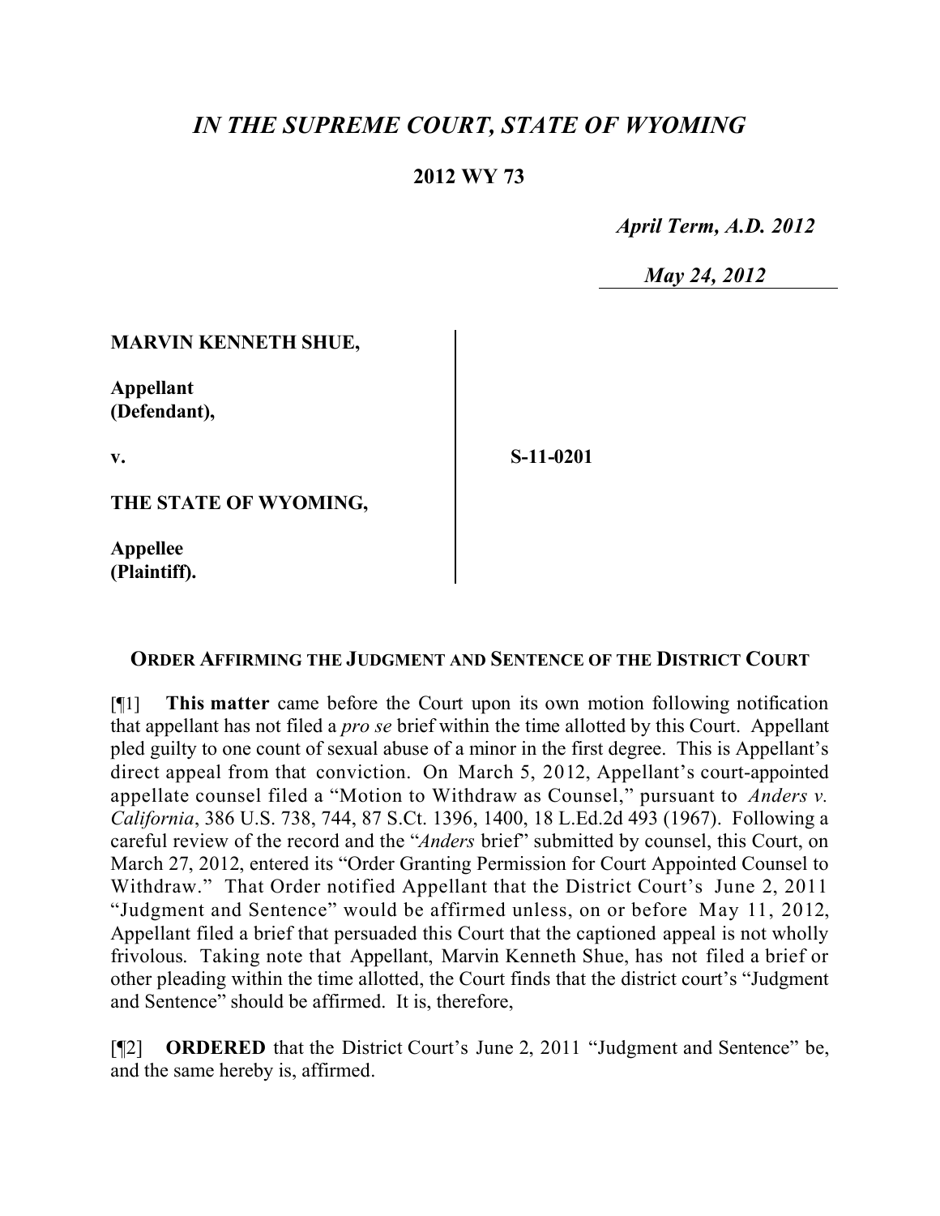# *IN THE SUPREME COURT, STATE OF WYOMING*

## 2012 WY 73

*April Term, A.D. 2012*

*May 24, 2012*

**MARVIN KENNETH SHUE,**

**Appellant (Defendant),**

**v.**

**S-11-0201**

**THE STATE OF WYOMING,**

**Appellee (Plaintiff).**

### ORDER AFFIRMING THE JUDGMENT AND SENTENCE OF THE DISTRICT COURT

[¶1] **This matter** came before the Court upon its own motion following notification that appellant has not filed a *pro se* brief within the time allotted by this Court. Appellant pled guilty to one count of sexual abuse of a minor in the first degree. This is Appellant's direct appeal from that conviction. On March 5, 2012, Appellant's court-appointed appellate counsel filed a "Motion to Withdraw as Counsel," pursuant to *Anders v. California*, 386 U.S. 738, 744, 87 S.Ct. 1396, 1400, 18 L.Ed.2d 493 (1967). Following a careful review of the record and the "*Anders* brief" submitted by counsel, this Court, on March 27, 2012, entered its "Order Granting Permission for Court Appointed Counsel to Withdraw." That Order notified Appellant that the District Court's June 2, 2011 "Judgment and Sentence" would be affirmed unless, on or before May 11, 2012, Appellant filed a brief that persuaded this Court that the captioned appeal is not wholly frivolous. Taking note that Appellant, Marvin Kenneth Shue, has not filed a brief or other pleading within the time allotted, the Court finds that the district court's "Judgment and Sentence" should be affirmed. It is, therefore,

[¶2] **ORDERED** that the District Court's June 2, 2011 "Judgment and Sentence" be, and the same hereby is, affirmed.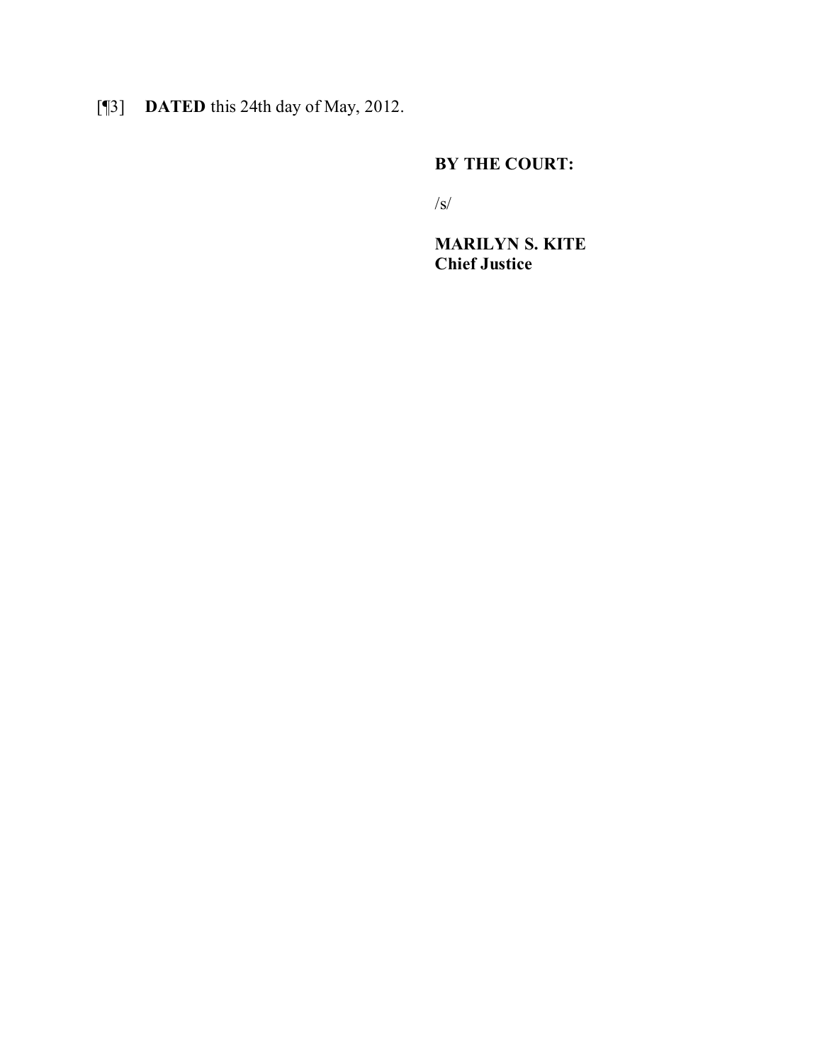[¶3] **DATED** this 24th day of May, 2012.

**BY THE COURT:**

/s/

**MARILYN S. KITE**
**Chief Justice**